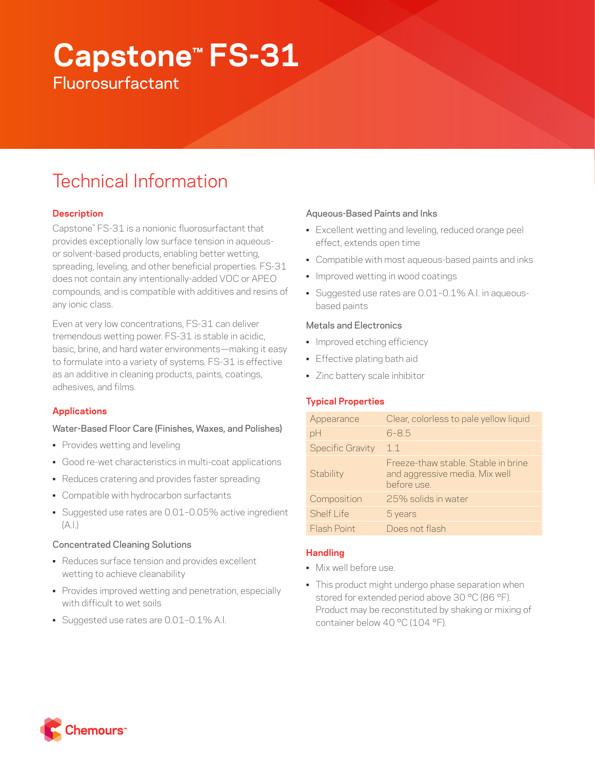# Capstone™ FS-31

Fluorosurfactant

## Technical Information

### Description

Capstone™ FS-31 is a nonionic fluorosurfactant that provides exceptionally low surface tension in aqueous- or solvent-based products, enabling better wetting, spreading, leveling, and other beneficial properties. FS-31 does not contain any intentionally-added VOC or APEO compounds, and is compatible with additives and resins of any ionic class.

Even at very low concentrations, FS-31 can deliver tremendous wetting power. FS-31 is stable in acidic, basic, brine, and hard water environments—making it easy to formulate into a variety of systems. FS-31 is effective as an additive in cleaning products, paints, coatings, adhesives, and films.

### Applications

#### Water-Based Floor Care (Finishes, Waxes, and Polishes)

- Provides wetting and leveling
- Good re-wet characteristics in multi-coat applications
- Reduces cratering and provides faster spreading
- Compatible with hydrocarbon surfactants
- Suggested use rates are 0.01–0.05% active ingredient (A.I.)

#### Concentrated Cleaning Solutions

- Reduces surface tension and provides excellent wetting to achieve cleanability
- Provides improved wetting and penetration, especially with difficult to wet soils
- Suggested use rates are 0.01–0.1% A.I.

#### Aqueous-Based Paints and Inks

- Excellent wetting and leveling, reduced orange peel effect, extends open time
- Compatible with most aqueous-based paints and inks
- Improved wetting in wood coatings
- Suggested use rates are 0.01–0.1% A.I. in aqueous-based paints

#### Metals and Electronics

- Improved etching efficiency
- Effective plating bath aid
- Zinc battery scale inhibitor

### Typical Properties

| Property | Value |
|---|---|
| Appearance | Clear, colorless to pale yellow liquid |
| pH | 6–8.5 |
| Specific Gravity | 1.1 |
| Stability | Freeze-thaw stable. Stable in brine and aggressive media. Mix well before use. |
| Composition | 25% solids in water |
| Shelf Life | 5 years |
| Flash Point | Does not flash |

### Handling

- Mix well before use.
- This product might undergo phase separation when stored for extended period above 30 °C (86 °F). Product may be reconstituted by shaking or mixing of container below 40 °C (104 °F).

Chemours™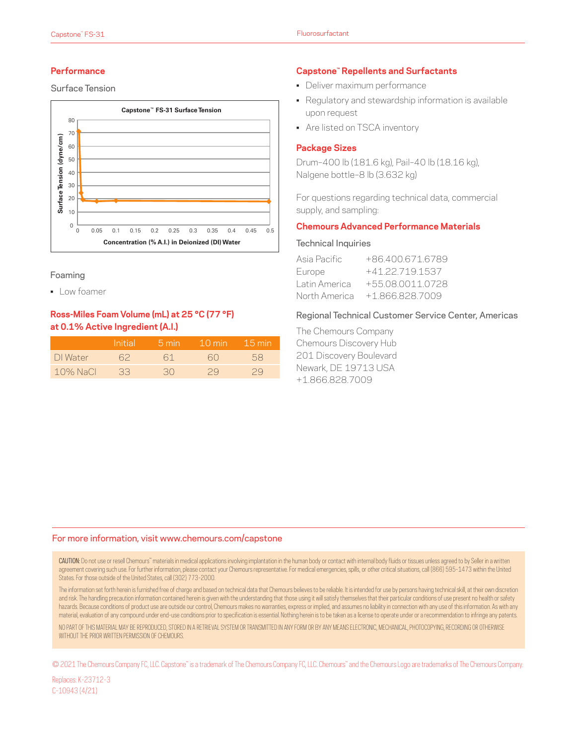## Performance

### Surface Tension

Capstone™ FS-31 Surface Tension

Surface Tension (dyne/cm)

80
70
60
50
40
30
20
10
0

0 0.05 0.1 0.15 0.2 0.25 0.3 0.35 0.4 0.45 0.5

Concentration (% A.I.) in Deionized (DI) Water

### Foaming

- Low foamer

### Ross-Miles Foam Volume (mL) at 25 °C (77 °F) at 0.1% Active Ingredient (A.I.)

| | Initial | 5 min | 10 min | 15 min |
|---|---|---|---|---|
| DI Water | 62 | 61 | 60 | 58 |
| 10% NaCl | 33 | 30 | 29 | 29 |

## Capstone™ Repellents and Surfactants

- Deliver maximum performance
- Regulatory and stewardship information is available upon request
- Are listed on TSCA inventory

## Package Sizes

Drum–400 lb (181.6 kg), Pail–40 lb (18.16 kg), Nalgene bottle–8 lb (3.632 kg)

For questions regarding technical data, commercial supply, and sampling:

## Chemours Advanced Performance Materials

### Technical Inquiries

| | |
|---|---|
| Asia Pacific | +86.400.671.6789 |
| Europe | +41.22.719.1537 |
| Latin America | +55.08.0011.0728 |
| North America | +1.866.828.7009 |

### Regional Technical Customer Service Center, Americas

The Chemours Company
Chemours Discovery Hub
201 Discovery Boulevard
Newark, DE 19713 USA
+1.866.828.7009

For more information, visit www.chemours.com/capstone

CAUTION: Do not use or resell Chemours™ materials in medical applications involving implantation in the human body or contact with internal body fluids or tissues unless agreed to by Seller in a written agreement covering such use. For further information, please contact your Chemours representative. For medical emergencies, spills, or other critical situations, call (866) 595-1473 within the United States. For those outside of the United States, call (302) 773-2000.

The information set forth herein is furnished free of charge and based on technical data that Chemours believes to be reliable. It is intended for use by persons having technical skill, at their own discretion and risk. The handling precaution information contained herein is given with the understanding that those using it will satisfy themselves that their particular conditions of use present no health or safety hazards. Because conditions of product use are outside our control, Chemours makes no warranties, express or implied, and assumes no liability in connection with any use of this information. As with any material, evaluation of any compound under end-use conditions prior to specification is essential. Nothing herein is to be taken as a license to operate under or a recommendation to infringe any patents.

NO PART OF THIS MATERIAL MAY BE REPRODUCED, STORED IN A RETRIEVAL SYSTEM OR TRANSMITTED IN ANY FORM OR BY ANY MEANS ELECTRONIC, MECHANICAL, PHOTOCOPYING, RECORDING OR OTHERWISE WITHOUT THE PRIOR WRITTEN PERMISSION OF CHEMOURS.

© 2021 The Chemours Company FC, LLC. Capstone™ is a trademark of The Chemours Company FC, LLC. Chemours™ and the Chemours Logo are trademarks of The Chemours Company.

Replaces: K-23712-3
C-10943 (4/21)